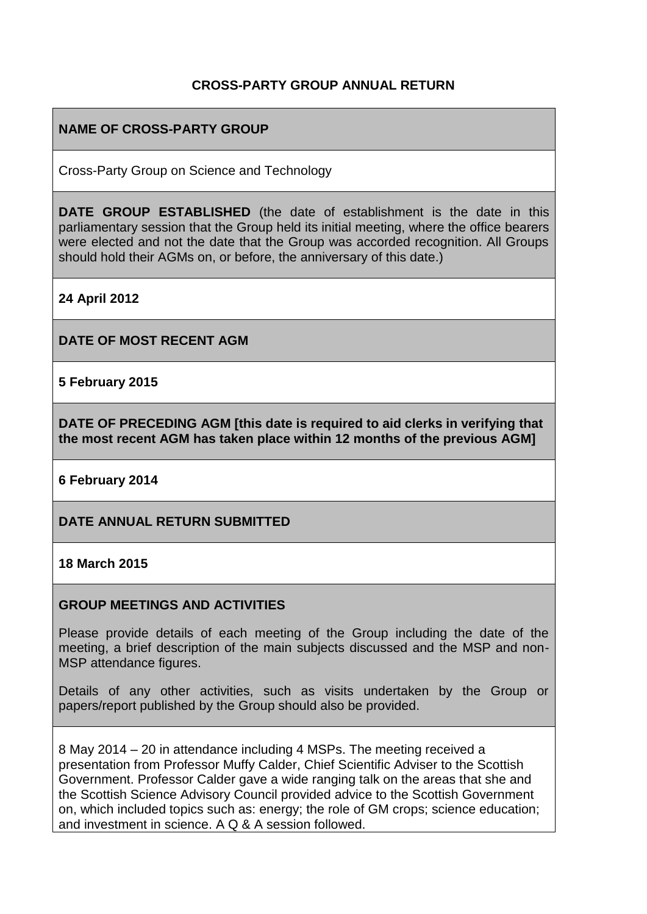# CROSS-PARTY GROUP ANNUAL RETURN

## NAME OF CROSS-PARTY GROUP

Cross-Party Group on Science and Technology

**DATE GROUP ESTABLISHED** (the date of establishment is the date in this parliamentary session that the Group held its initial meeting, where the office bearers were elected and not the date that the Group was accorded recognition. All Groups should hold their AGMs on, or before, the anniversary of this date.)

**24 April 2012**

## DATE OF MOST RECENT AGM

**5 February 2015**

## DATE OF PRECEDING AGM [this date is required to aid clerks in verifying that the most recent AGM has taken place within 12 months of the previous AGM]

**6 February 2014**

## DATE ANNUAL RETURN SUBMITTED

**18 March 2015**

## GROUP MEETINGS AND ACTIVITIES

Please provide details of each meeting of the Group including the date of the meeting, a brief description of the main subjects discussed and the MSP and non-MSP attendance figures.

Details of any other activities, such as visits undertaken by the Group or papers/report published by the Group should also be provided.

8 May 2014 – 20 in attendance including 4 MSPs. The meeting received a presentation from Professor Muffy Calder, Chief Scientific Adviser to the Scottish Government. Professor Calder gave a wide ranging talk on the areas that she and the Scottish Science Advisory Council provided advice to the Scottish Government on, which included topics such as: energy; the role of GM crops; science education; and investment in science. A Q & A session followed.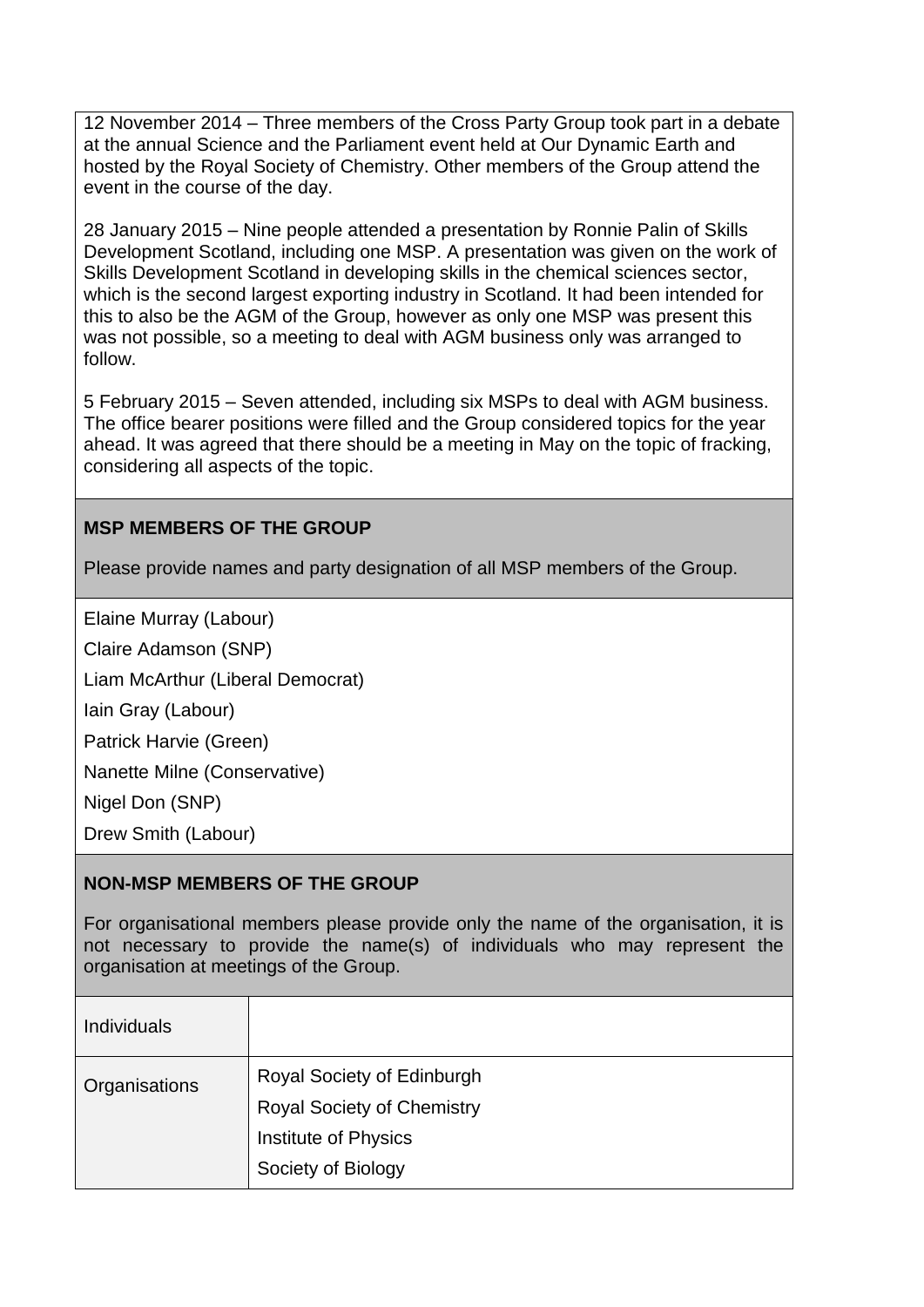12 November 2014 – Three members of the Cross Party Group took part in a debate at the annual Science and the Parliament event held at Our Dynamic Earth and hosted by the Royal Society of Chemistry. Other members of the Group attend the event in the course of the day.

28 January 2015 – Nine people attended a presentation by Ronnie Palin of Skills Development Scotland, including one MSP. A presentation was given on the work of Skills Development Scotland in developing skills in the chemical sciences sector, which is the second largest exporting industry in Scotland. It had been intended for this to also be the AGM of the Group, however as only one MSP was present this was not possible, so a meeting to deal with AGM business only was arranged to follow.

5 February 2015 – Seven attended, including six MSPs to deal with AGM business. The office bearer positions were filled and the Group considered topics for the year ahead. It was agreed that there should be a meeting in May on the topic of fracking, considering all aspects of the topic.

**MSP MEMBERS OF THE GROUP**

Please provide names and party designation of all MSP members of the Group.

Elaine Murray (Labour)

Claire Adamson (SNP)

Liam McArthur (Liberal Democrat)

Iain Gray (Labour)

Patrick Harvie (Green)

Nanette Milne (Conservative)

Nigel Don (SNP)

Drew Smith (Labour)

**NON-MSP MEMBERS OF THE GROUP**

For organisational members please provide only the name of the organisation, it is not necessary to provide the name(s) of individuals who may represent the organisation at meetings of the Group.

| Individuals | |
|---|---|
| Organisations | Royal Society of Edinburgh<br>Royal Society of Chemistry<br>Institute of Physics<br>Society of Biology |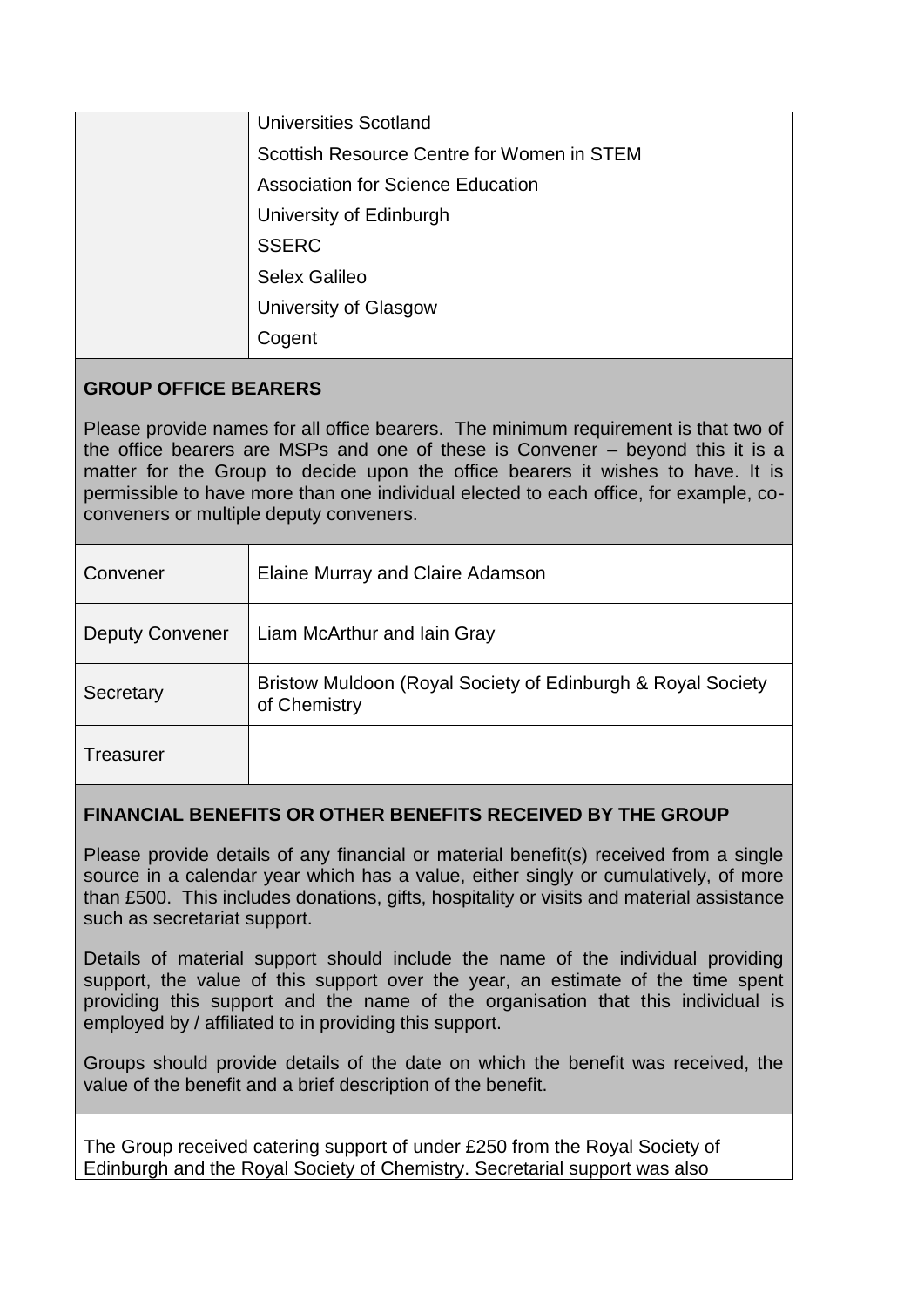| | |
|---|---|
| | Universities Scotland |
| | Scottish Resource Centre for Women in STEM |
| | Association for Science Education |
| | University of Edinburgh |
| | SSERC |
| | Selex Galileo |
| | University of Glasgow |
| | Cogent |

**GROUP OFFICE BEARERS**

Please provide names for all office bearers. The minimum requirement is that two of the office bearers are MSPs and one of these is Convener – beyond this it is a matter for the Group to decide upon the office bearers it wishes to have. It is permissible to have more than one individual elected to each office, for example, co-conveners or multiple deputy conveners.

| | |
|---|---|
| Convener | Elaine Murray and Claire Adamson |
| Deputy Convener | Liam McArthur and Iain Gray |
| Secretary | Bristow Muldoon (Royal Society of Edinburgh & Royal Society of Chemistry |
| Treasurer | |

**FINANCIAL BENEFITS OR OTHER BENEFITS RECEIVED BY THE GROUP**

Please provide details of any financial or material benefit(s) received from a single source in a calendar year which has a value, either singly or cumulatively, of more than £500. This includes donations, gifts, hospitality or visits and material assistance such as secretariat support.

Details of material support should include the name of the individual providing support, the value of this support over the year, an estimate of the time spent providing this support and the name of the organisation that this individual is employed by / affiliated to in providing this support.

Groups should provide details of the date on which the benefit was received, the value of the benefit and a brief description of the benefit.

The Group received catering support of under £250 from the Royal Society of Edinburgh and the Royal Society of Chemistry. Secretarial support was also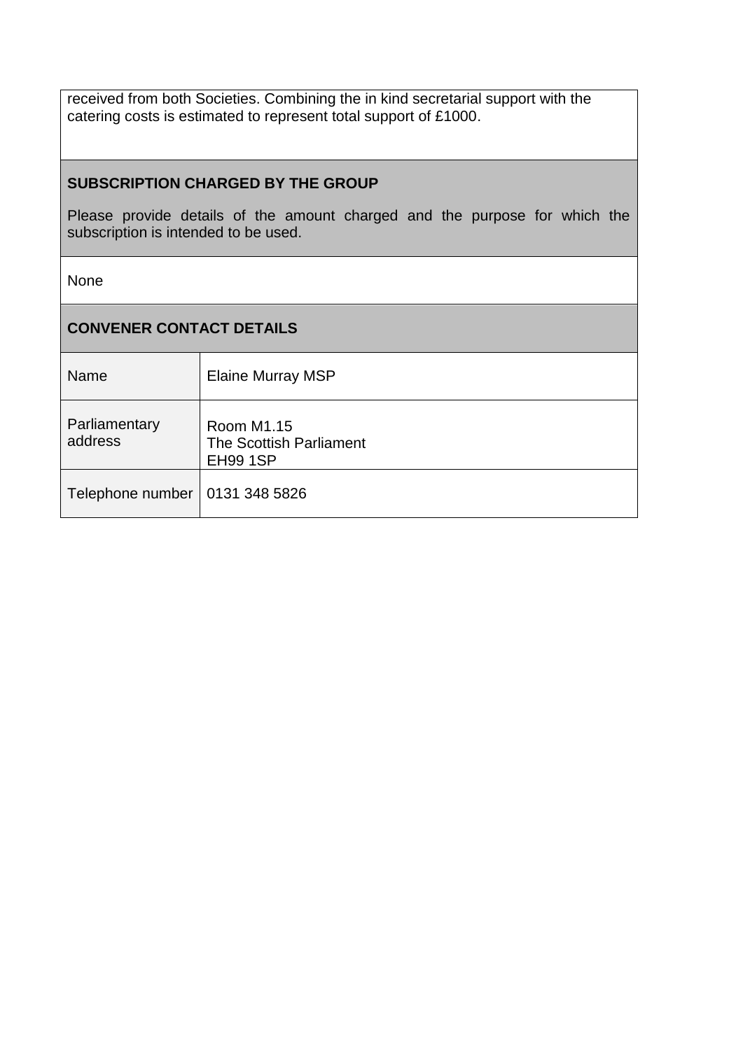received from both Societies. Combining the in kind secretarial support with the catering costs is estimated to represent total support of £1000.

**SUBSCRIPTION CHARGED BY THE GROUP**

Please provide details of the amount charged and the purpose for which the subscription is intended to be used.

None

**CONVENER CONTACT DETAILS**

| | |
|---|---|
| Name | Elaine Murray MSP |
| Parliamentary address | Room M1.15<br>The Scottish Parliament<br>EH99 1SP |
| Telephone number | 0131 348 5826 |